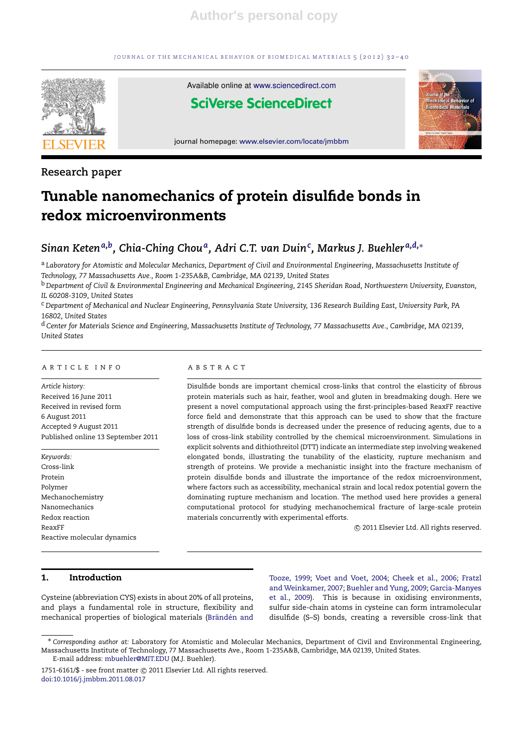Research paper

# Tunable nanomechanics of protein disulfide bonds in redox microenvironments

**Sinan Keten**[a,b], **Chia-Ching Chou**[a], **Adri C.T. van Duin**[c], **Markus J. Buehler**[a,d,*]

[a] Laboratory for Atomistic and Molecular Mechanics, Department of Civil and Environmental Engineering, Massachusetts Institute of Technology, 77 Massachusetts Ave., Room 1-235A&B, Cambridge, MA 02139, United States

[b] Department of Civil & Environmental Engineering and Mechanical Engineering, 2145 Sheridan Road, Northwestern University, Evanston, IL 60208-3109, United States

[c] Department of Mechanical and Nuclear Engineering, Pennsylvania State University, 136 Research Building East, University Park, PA 16802, United States

[d] Center for Materials Science and Engineering, Massachusetts Institute of Technology, 77 Massachusetts Ave., Cambridge, MA 02139, United States

## ARTICLE INFO

*Article history:*
Received 16 June 2011
Received in revised form 6 August 2011
Accepted 9 August 2011
Published online 13 September 2011

*Keywords:*
Cross-link
Protein
Polymer
Mechanochemistry
Nanomechanics
Redox reaction
ReaxFF
Reactive molecular dynamics

## ABSTRACT

Disulfide bonds are important chemical cross-links that control the elasticity of fibrous protein materials such as hair, feather, wool and gluten in breadmaking dough. Here we present a novel computational approach using the first-principles-based ReaxFF reactive force field and demonstrate that this approach can be used to show that the fracture strength of disulfide bonds is decreased under the presence of reducing agents, due to a loss of cross-link stability controlled by the chemical microenvironment. Simulations in explicit solvents and dithiothreitol (DTT) indicate an intermediate step involving weakened elongated bonds, illustrating the tunability of the elasticity, rupture mechanism and strength of proteins. We provide a mechanistic insight into the fracture mechanism of protein disulfide bonds and illustrate the importance of the redox microenvironment, where factors such as accessibility, mechanical strain and local redox potential govern the dominating rupture mechanism and location. The method used here provides a general computational protocol for studying mechanochemical fracture of large-scale protein materials concurrently with experimental efforts.

© 2011 Elsevier Ltd. All rights reserved.

## 1. Introduction

Cysteine (abbreviation CYS) exists in about 20% of all proteins, and plays a fundamental role in structure, flexibility and mechanical properties of biological materials (Brändén and Tooze, 1999; Voet and Voet, 2004; Cheek et al., 2006; Fratzl and Weinkamer, 2007; Buehler and Yung, 2009; Garcia-Manyes et al., 2009). This is because in oxidising environments, sulfur side-chain atoms in cysteine can form intramolecular disulfide (S–S) bonds, creating a reversible cross-link that

* Corresponding author at: Laboratory for Atomistic and Molecular Mechanics, Department of Civil and Environmental Engineering, Massachusetts Institute of Technology, 77 Massachusetts Ave., Room 1-235A&B, Cambridge, MA 02139, United States.
E-mail address: mbuehler@MIT.EDU (M.J. Buehler).

1751-6161/$ - see front matter © 2011 Elsevier Ltd. All rights reserved.
doi:10.1016/j.jmbbm.2011.08.017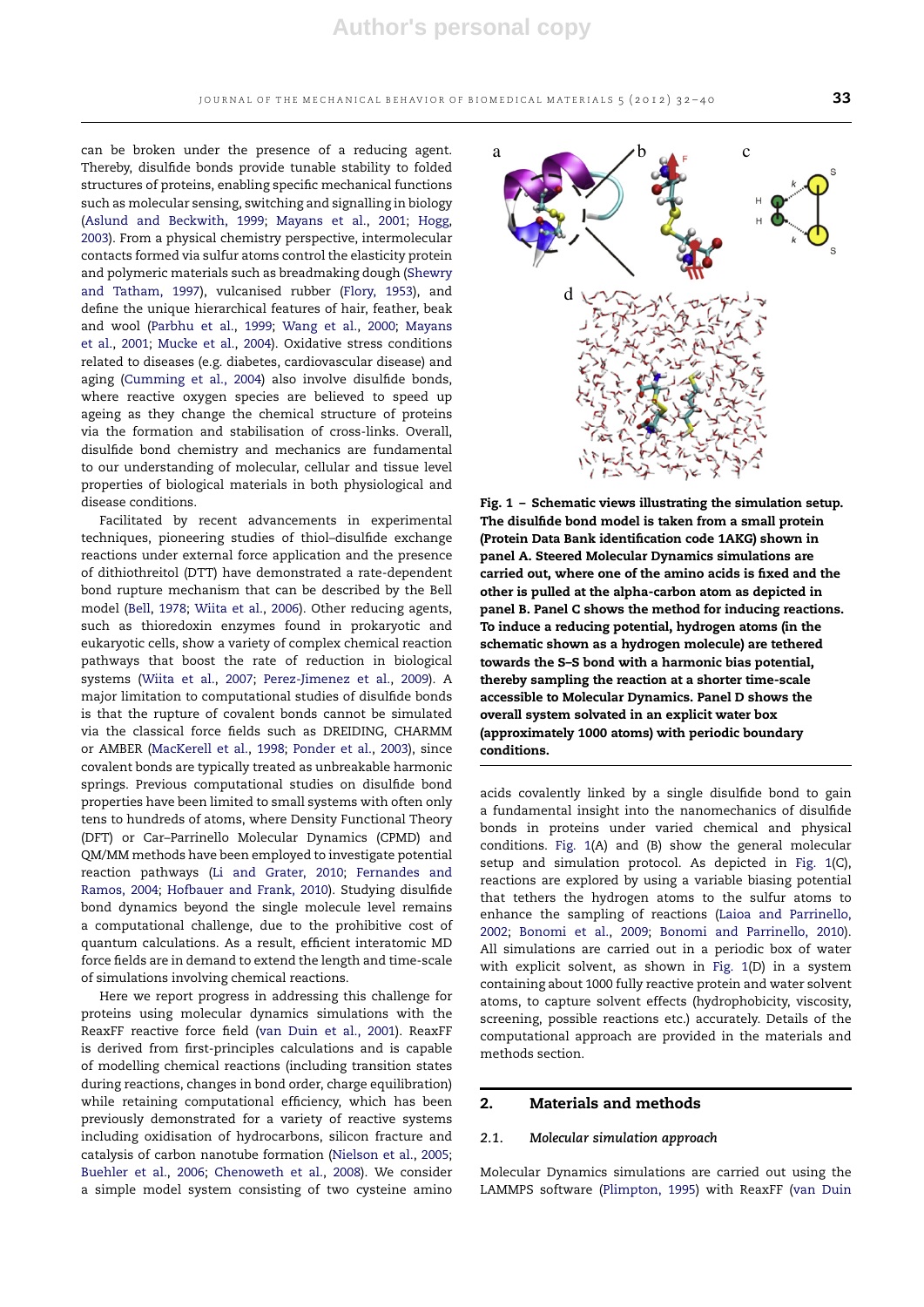can be broken under the presence of a reducing agent. Thereby, disulfide bonds provide tunable stability to folded structures of proteins, enabling specific mechanical functions such as molecular sensing, switching and signalling in biology (Aslund and Beckwith, 1999; Mayans et al., 2001; Hogg, 2003). From a physical chemistry perspective, intermolecular contacts formed via sulfur atoms control the elasticity protein and polymeric materials such as breadmaking dough (Shewry and Tatham, 1997), vulcanised rubber (Flory, 1953), and define the unique hierarchical features of hair, feather, beak and wool (Parbhu et al., 1999; Wang et al., 2000; Mayans et al., 2001; Mucke et al., 2004). Oxidative stress conditions related to diseases (e.g. diabetes, cardiovascular disease) and aging (Cumming et al., 2004) also involve disulfide bonds, where reactive oxygen species are believed to speed up ageing as they change the chemical structure of proteins via the formation and stabilisation of cross-links. Overall, disulfide bond chemistry and mechanics are fundamental to our understanding of molecular, cellular and tissue level properties of biological materials in both physiological and disease conditions.

Facilitated by recent advancements in experimental techniques, pioneering studies of thiol–disulfide exchange reactions under external force application and the presence of dithiothreitol (DTT) have demonstrated a rate-dependent bond rupture mechanism that can be described by the Bell model (Bell, 1978; Wiita et al., 2006). Other reducing agents, such as thioredoxin enzymes found in prokaryotic and eukaryotic cells, show a variety of complex chemical reaction pathways that boost the rate of reduction in biological systems (Wiita et al., 2007; Perez-Jimenez et al., 2009). A major limitation to computational studies of disulfide bonds is that the rupture of covalent bonds cannot be simulated via the classical force fields such as DREIDING, CHARMM or AMBER (MacKerell et al., 1998; Ponder et al., 2003), since covalent bonds are typically treated as unbreakable harmonic springs. Previous computational studies on disulfide bond properties have been limited to small systems with often only tens to hundreds of atoms, where Density Functional Theory (DFT) or Car–Parrinello Molecular Dynamics (CPMD) and QM/MM methods have been employed to investigate potential reaction pathways (Li and Grater, 2010; Fernandes and Ramos, 2004; Hofbauer and Frank, 2010). Studying disulfide bond dynamics beyond the single molecule level remains a computational challenge, due to the prohibitive cost of quantum calculations. As a result, efficient interatomic MD force fields are in demand to extend the length and time-scale of simulations involving chemical reactions.

Here we report progress in addressing this challenge for proteins using molecular dynamics simulations with the ReaxFF reactive force field (van Duin et al., 2001). ReaxFF is derived from first-principles calculations and is capable of modelling chemical reactions (including transition states during reactions, changes in bond order, charge equilibration) while retaining computational efficiency, which has been previously demonstrated for a variety of reactive systems including oxidisation of hydrocarbons, silicon fracture and catalysis of carbon nanotube formation (Nielson et al., 2005; Buehler et al., 2006; Chenoweth et al., 2008). We consider a simple model system consisting of two cysteine amino acids covalently linked by a single disulfide bond to gain a fundamental insight into the nanomechanics of disulfide bonds in proteins under varied chemical and physical conditions. Fig. 1(A) and (B) show the general molecular setup and simulation protocol. As depicted in Fig. 1(C), reactions are explored by using a variable biasing potential that tethers the hydrogen atoms to the sulfur atoms to enhance the sampling of reactions (Laioa and Parrinello, 2002; Bonomi et al., 2009; Bonomi and Parrinello, 2010). All simulations are carried out in a periodic box of water with explicit solvent, as shown in Fig. 1(D) in a system containing about 1000 fully reactive protein and water solvent atoms, to capture solvent effects (hydrophobicity, viscosity, screening, possible reactions etc.) accurately. Details of the computational approach are provided in the materials and methods section.

**Fig. 1 – Schematic views illustrating the simulation setup. The disulfide bond model is taken from a small protein (Protein Data Bank identification code 1AKG) shown in panel A. Steered Molecular Dynamics simulations are carried out, where one of the amino acids is fixed and the other is pulled at the alpha-carbon atom as depicted in panel B. Panel C shows the method for inducing reactions. To induce a reducing potential, hydrogen atoms (in the schematic shown as a hydrogen molecule) are tethered towards the S–S bond with a harmonic bias potential, thereby sampling the reaction at a shorter time-scale accessible to Molecular Dynamics. Panel D shows the overall system solvated in an explicit water box (approximately 1000 atoms) with periodic boundary conditions.**

## 2. Materials and methods

### 2.1. *Molecular simulation approach*

Molecular Dynamics simulations are carried out using the LAMMPS software (Plimpton, 1995) with ReaxFF (van Duin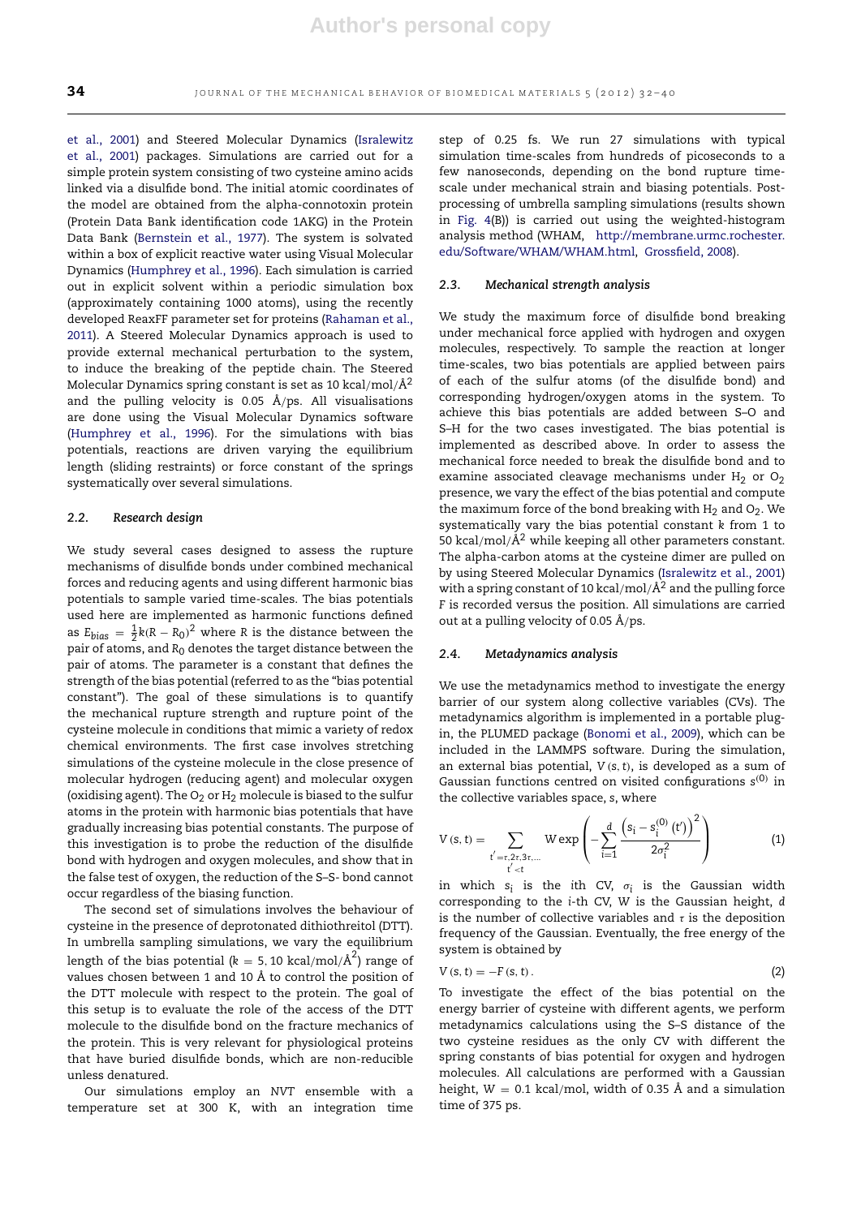et al., 2001) and Steered Molecular Dynamics (Isralewitz et al., 2001) packages. Simulations are carried out for a simple protein system consisting of two cysteine amino acids linked via a disulfide bond. The initial atomic coordinates of the model are obtained from the alpha-connotoxin protein (Protein Data Bank identification code 1AKG) in the Protein Data Bank (Bernstein et al., 1977). The system is solvated within a box of explicit reactive water using Visual Molecular Dynamics (Humphrey et al., 1996). Each simulation is carried out in explicit solvent within a periodic simulation box (approximately containing 1000 atoms), using the recently developed ReaxFF parameter set for proteins (Rahaman et al., 2011). A Steered Molecular Dynamics approach is used to provide external mechanical perturbation to the system, to induce the breaking of the peptide chain. The Steered Molecular Dynamics spring constant is set as 10 kcal/mol/Å$^2$ and the pulling velocity is 0.05 Å/ps. All visualisations are done using the Visual Molecular Dynamics software (Humphrey et al., 1996). For the simulations with bias potentials, reactions are driven varying the equilibrium length (sliding restraints) or force constant of the springs systematically over several simulations.

### 2.2. Research design

We study several cases designed to assess the rupture mechanisms of disulfide bonds under combined mechanical forces and reducing agents and using different harmonic bias potentials to sample varied time-scales. The bias potentials used here are implemented as harmonic functions defined as $E_{bias} = \frac{1}{2}k(R - R_0)^2$ where $R$ is the distance between the pair of atoms, and $R_0$ denotes the target distance between the pair of atoms. The parameter is a constant that defines the strength of the bias potential (referred to as the "bias potential constant"). The goal of these simulations is to quantify the mechanical rupture strength and rupture point of the cysteine molecule in conditions that mimic a variety of redox chemical environments. The first case involves stretching simulations of the cysteine molecule in the close presence of molecular hydrogen (reducing agent) and molecular oxygen (oxidising agent). The $O_2$ or $H_2$ molecule is biased to the sulfur atoms in the protein with harmonic bias potentials that have gradually increasing bias potential constants. The purpose of this investigation is to probe the reduction of the disulfide bond with hydrogen and oxygen molecules, and show that in the false test of oxygen, the reduction of the S–S- bond cannot occur regardless of the biasing function.

The second set of simulations involves the behaviour of cysteine in the presence of deprotonated dithiothreitol (DTT). In umbrella sampling simulations, we vary the equilibrium length of the bias potential ($k = 5, 10$ kcal/mol/Å$^2$) range of values chosen between 1 and 10 Å to control the position of the DTT molecule with respect to the protein. The goal of this setup is to evaluate the role of the access of the DTT molecule to the disulfide bond on the fracture mechanics of the protein. This is very relevant for physiological proteins that have buried disulfide bonds, which are non-reducible unless denatured.

Our simulations employ an NVT ensemble with a temperature set at 300 K, with an integration time step of 0.25 fs. We run 27 simulations with typical simulation time-scales from hundreds of picoseconds to a few nanoseconds, depending on the bond rupture time-scale under mechanical strain and biasing potentials. Post-processing of umbrella sampling simulations (results shown in Fig. 4(B)) is carried out using the weighted-histogram analysis method (WHAM, http://membrane.urmc.rochester.edu/Software/WHAM/WHAM.html, Grossfield, 2008).

### 2.3. Mechanical strength analysis

We study the maximum force of disulfide bond breaking under mechanical force applied with hydrogen and oxygen molecules, respectively. To sample the reaction at longer time-scales, two bias potentials are applied between pairs of each of the sulfur atoms (of the disulfide bond) and corresponding hydrogen/oxygen atoms in the system. To achieve this bias potentials are added between S–O and S–H for the two cases investigated. The bias potential is implemented as described above. In order to assess the mechanical force needed to break the disulfide bond and to examine associated cleavage mechanisms under $H_2$ or $O_2$ presence, we vary the effect of the bias potential and compute the maximum force of the bond breaking with $H_2$ and $O_2$. We systematically vary the bias potential constant $k$ from 1 to 50 kcal/mol/Å$^2$ while keeping all other parameters constant. The alpha-carbon atoms at the cysteine dimer are pulled on by using Steered Molecular Dynamics (Isralewitz et al., 2001) with a spring constant of 10 kcal/mol/Å$^2$ and the pulling force $F$ is recorded versus the position. All simulations are carried out at a pulling velocity of 0.05 Å/ps.

### 2.4. Metadynamics analysis

We use the metadynamics method to investigate the energy barrier of our system along collective variables (CVs). The metadynamics algorithm is implemented in a portable plug-in, the PLUMED package (Bonomi et al., 2009), which can be included in the LAMMPS software. During the simulation, an external bias potential, $V(s,t)$, is developed as a sum of Gaussian functions centred on visited configurations $s^{(0)}$ in the collective variables space, $s$, where

$$V(s,t) = \sum_{\substack{t'=\tau,2\tau,3\tau,\ldots \\ t'<t}} W \exp\left(-\sum_{i=1}^{d} \frac{\left(s_i - s_i^{(0)}(t')\right)^2}{2\sigma_i^2}\right) \tag{1}$$

in which $s_i$ is the $i$th CV, $\sigma_i$ is the Gaussian width corresponding to the $i$-th CV, W is the Gaussian height, $d$ is the number of collective variables and $\tau$ is the deposition frequency of the Gaussian. Eventually, the free energy of the system is obtained by

$$V(s,t) = -F(s,t). \tag{2}$$

To investigate the effect of the bias potential on the energy barrier of cysteine with different agents, we perform metadynamics calculations using the S–S distance of the two cysteine residues as the only CV with different the spring constants of bias potential for oxygen and hydrogen molecules. All calculations are performed with a Gaussian height, $W = 0.1$ kcal/mol, width of 0.35 Å and a simulation time of 375 ps.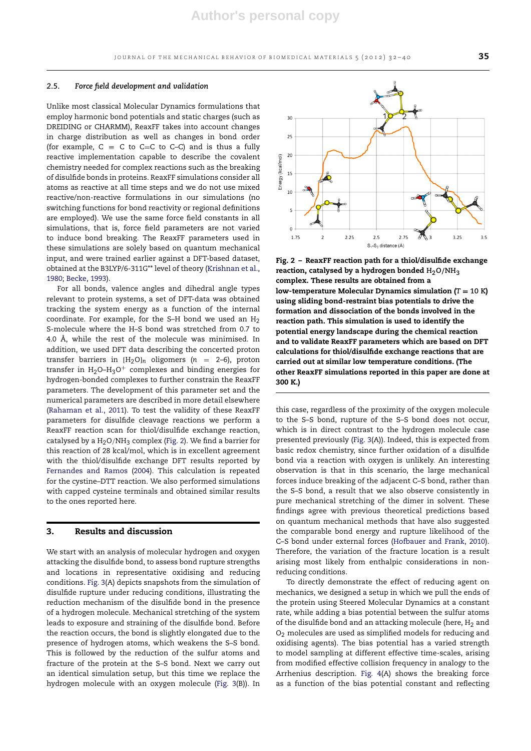### 2.5. *Force field development and validation*

Unlike most classical Molecular Dynamics formulations that employ harmonic bond potentials and static charges (such as DREIDING or CHARMM), ReaxFF takes into account changes in charge distribution as well as changes in bond order (for example, C ≡ C to C=C to C–C) and is thus a fully reactive implementation capable to describe the covalent chemistry needed for complex reactions such as the breaking of disulfide bonds in proteins. ReaxFF simulations consider all atoms as reactive at all time steps and we do not use mixed reactive/non-reactive formulations in our simulations (no switching functions for bond reactivity or regional definitions are employed). We use the same force field constants in all simulations, that is, force field parameters are not varied to induce bond breaking. The ReaxFF parameters used in these simulations are solely based on quantum mechanical input, and were trained earlier against a DFT-based dataset, obtained at the B3LYP/6-311G** level of theory (Krishnan et al., 1980; Becke, 1993).

For all bonds, valence angles and dihedral angle types relevant to protein systems, a set of DFT-data was obtained tracking the system energy as a function of the internal coordinate. For example, for the S–H bond we used an $H_2S$-molecule where the H–S bond was stretched from 0.7 to 4.0 Å, while the rest of the molecule was minimised. In addition, we used DFT data describing the concerted proton transfer barriers in $[H_2O]_n$ oligomers ($n = 2$–6), proton transfer in $H_2O$–$H_3O^+$ complexes and binding energies for hydrogen-bonded complexes to further constrain the ReaxFF parameters. The development of this parameter set and the numerical parameters are described in more detail elsewhere (Rahaman et al., 2011). To test the validity of these ReaxFF parameters for disulfide cleavage reactions we perform a ReaxFF reaction scan for thiol/disulfide exchange reaction, catalysed by a $H_2O/NH_3$ complex (Fig. 2). We find a barrier for this reaction of 28 kcal/mol, which is in excellent agreement with the thiol/disulfide exchange DFT results reported by Fernandes and Ramos (2004). This calculation is repeated for the cystine–DTT reaction. We also performed simulations with capped cysteine terminals and obtained similar results to the ones reported here.

**Fig. 2 – ReaxFF reaction path for a thiol/disulfide exchange reaction, catalysed by a hydrogen bonded $H_2O/NH_3$ complex. These results are obtained from a low-temperature Molecular Dynamics simulation ($T = 10$ K) using sliding bond-restraint bias potentials to drive the formation and dissociation of the bonds involved in the reaction path. This simulation is used to identify the potential energy landscape during the chemical reaction and to validate ReaxFF parameters which are based on DFT calculations for thiol/disulfide exchange reactions that are carried out at similar low temperature conditions. (The other ReaxFF simulations reported in this paper are done at 300 K.)**

## 3. Results and discussion

We start with an analysis of molecular hydrogen and oxygen attacking the disulfide bond, to assess bond rupture strengths and locations in representative oxidising and reducing conditions. Fig. 3(A) depicts snapshots from the simulation of disulfide rupture under reducing conditions, illustrating the reduction mechanism of the disulfide bond in the presence of a hydrogen molecule. Mechanical stretching of the system leads to exposure and straining of the disulfide bond. Before the reaction occurs, the bond is slightly elongated due to the presence of hydrogen atoms, which weakens the S–S bond. This is followed by the reduction of the sulfur atoms and fracture of the protein at the S–S bond. Next we carry out an identical simulation setup, but this time we replace the hydrogen molecule with an oxygen molecule (Fig. 3(B)). In this case, regardless of the proximity of the oxygen molecule to the S–S bond, rupture of the S–S bond does not occur, which is in direct contrast to the hydrogen molecule case presented previously (Fig. 3(A)). Indeed, this is expected from basic redox chemistry, since further oxidation of a disulfide bond via a reaction with oxygen is unlikely. An interesting observation is that in this scenario, the large mechanical forces induce breaking of the adjacent C–S bond, rather than the S–S bond, a result that we also observe consistently in pure mechanical stretching of the dimer in solvent. These findings agree with previous theoretical predictions based on quantum mechanical methods that have also suggested the comparable bond energy and rupture likelihood of the C–S bond under external forces (Hofbauer and Frank, 2010). Therefore, the variation of the fracture location is a result arising most likely from enthalpic considerations in non-reducing conditions.

To directly demonstrate the effect of reducing agent on mechanics, we designed a setup in which we pull the ends of the protein using Steered Molecular Dynamics at a constant rate, while adding a bias potential between the sulfur atoms of the disulfide bond and an attacking molecule (here, $H_2$ and $O_2$ molecules are used as simplified models for reducing and oxidising agents). The bias potential has a varied strength to model sampling at different effective time-scales, arising from modified effective collision frequency in analogy to the Arrhenius description. Fig. 4(A) shows the breaking force as a function of the bias potential constant and reflecting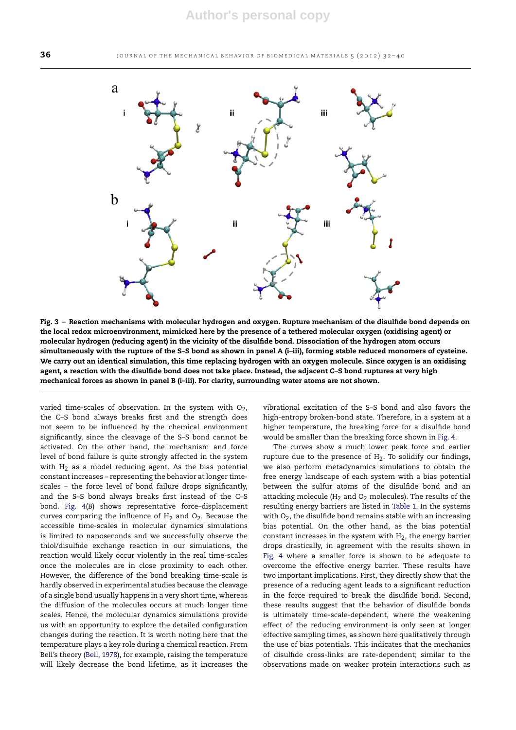a

i ii iii

b

i ii iii

Fig. 3 – **Reaction mechanisms with molecular hydrogen and oxygen. Rupture mechanism of the disulfide bond depends on the local redox microenvironment, mimicked here by the presence of a tethered molecular oxygen (oxidising agent) or molecular hydrogen (reducing agent) in the vicinity of the disulfide bond. Dissociation of the hydrogen atom occurs simultaneously with the rupture of the S–S bond as shown in panel A (i–iii), forming stable reduced monomers of cysteine. We carry out an identical simulation, this time replacing hydrogen with an oxygen molecule. Since oxygen is an oxidising agent, a reaction with the disulfide bond does not take place. Instead, the adjacent C–S bond ruptures at very high mechanical forces as shown in panel B (i–iii). For clarity, surrounding water atoms are not shown.**

varied time-scales of observation. In the system with $O_2$, the C–S bond always breaks first and the strength does not seem to be influenced by the chemical environment significantly, since the cleavage of the S–S bond cannot be activated. On the other hand, the mechanism and force level of bond failure is quite strongly affected in the system with $H_2$ as a model reducing agent. As the bias potential constant increases – representing the behavior at longer time-scales – the force level of bond failure drops significantly, and the S–S bond always breaks first instead of the C–S bond. Fig. 4(B) shows representative force–displacement curves comparing the influence of $H_2$ and $O_2$. Because the accessible time-scales in molecular dynamics simulations is limited to nanoseconds and we successfully observe the thiol/disulfide exchange reaction in our simulations, the reaction would likely occur violently in the real time-scales once the molecules are in close proximity to each other. However, the difference of the bond breaking time-scale is hardly observed in experimental studies because the cleavage of a single bond usually happens in a very short time, whereas the diffusion of the molecules occurs at much longer time scales. Hence, the molecular dynamics simulations provide us with an opportunity to explore the detailed configuration changes during the reaction. It is worth noting here that the temperature plays a key role during a chemical reaction. From Bell's theory (Bell, 1978), for example, raising the temperature will likely decrease the bond lifetime, as it increases the vibrational excitation of the S–S bond and also favors the high-entropy broken-bond state. Therefore, in a system at a higher temperature, than the breaking force for a disulfide bond would be smaller than the breaking force shown in Fig. 4.

The curves show a much lower peak force and earlier rupture due to the presence of $H_2$. To solidify our findings, we also perform metadynamics simulations to obtain the free energy landscape of each system with a bias potential between the sulfur atoms of the disulfide bond and an attacking molecule ($H_2$ and $O_2$ molecules). The results of the resulting energy barriers are listed in Table 1. In the systems with $O_2$, the disulfide bond remains stable with an increasing bias potential. On the other hand, as the bias potential constant increases in the system with $H_2$, the energy barrier drops drastically, in agreement with the results shown in Fig. 4 where a smaller force is shown to be adequate to overcome the effective energy barrier. These results have two important implications. First, they directly show that the presence of a reducing agent leads to a significant reduction in the force required to break the disulfide bond. Second, these results suggest that the behavior of disulfide bonds is ultimately time-scale-dependent, where the weakening effect of the reducing environment is only seen at longer effective sampling times, as shown here qualitatively through the use of bias potentials. This indicates that the mechanics of disulfide cross-links are rate-dependent; similar to the observations made on weaker protein interactions such as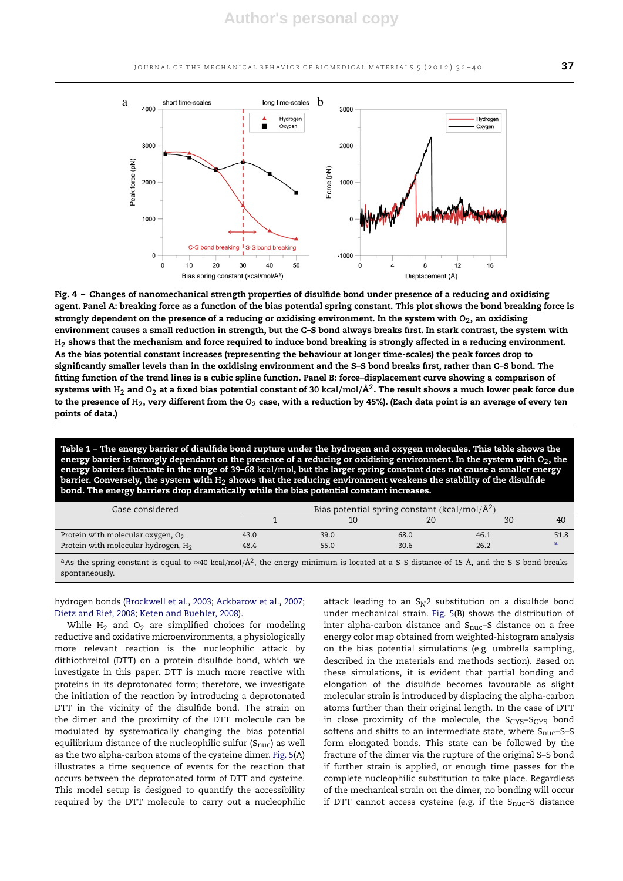**Fig. 4 – Changes of nanomechanical strength properties of disulfide bond under presence of a reducing and oxidising agent. Panel A: breaking force as a function of the bias potential spring constant. This plot shows the bond breaking force is strongly dependent on the presence of a reducing or oxidising environment. In the system with $O_2$, an oxidising environment causes a small reduction in strength, but the C–S bond always breaks first. In stark contrast, the system with $H_2$ shows that the mechanism and force required to induce bond breaking is strongly affected in a reducing environment. As the bias potential constant increases (representing the behaviour at longer time-scales) the peak forces drop to significantly smaller levels than in the oxidising environment and the S–S bond breaks first, rather than C–S bond. The fitting function of the trend lines is a cubic spline function. Panel B: force–displacement curve showing a comparison of systems with $H_2$ and $O_2$ at a fixed bias potential constant of 30 kcal/mol/Å$^2$. The result shows a much lower peak force due to the presence of $H_2$, very different from the $O_2$ case, with a reduction by 45%). (Each data point is an average of every ten points of data.)**

**Table 1 – The energy barrier of disulfide bond rupture under the hydrogen and oxygen molecules. This table shows the energy barrier is strongly dependant on the presence of a reducing or oxidising environment. In the system with $O_2$, the energy barriers fluctuate in the range of 39–68 kcal/mol, but the larger spring constant does not cause a smaller energy barrier. Conversely, the system with $H_2$ shows that the reducing environment weakens the stability of the disulfide bond. The energy barriers drop dramatically while the bias potential constant increases.**

| Case considered | Bias potential spring constant (kcal/mol/Å$^2$) | | | | |
|---|---|---|---|---|---|
| | 1 | 10 | 20 | 30 | 40 |
| Protein with molecular oxygen, $O_2$ | 43.0 | 39.0 | 68.0 | 46.1 | 51.8 |
| Protein with molecular hydrogen, $H_2$ | 48.4 | 55.0 | 30.6 | 26.2 | [a] |

[a] As the spring constant is equal to ≈40 kcal/mol/Å$^2$, the energy minimum is located at a S–S distance of 15 Å, and the S–S bond breaks spontaneously.

hydrogen bonds (Brockwell et al., 2003; Ackbarow et al., 2007; Dietz and Rief, 2008; Keten and Buehler, 2008).

While $H_2$ and $O_2$ are simplified choices for modeling reductive and oxidative microenvironments, a physiologically more relevant reaction is the nucleophilic attack by dithiothreitol (DTT) on a protein disulfide bond, which we investigate in this paper. DTT is much more reactive with proteins in its deprotonated form; therefore, we investigate the initiation of the reaction by introducing a deprotonated DTT in the vicinity of the disulfide bond. The strain on the dimer and the proximity of the DTT molecule can be modulated by systematically changing the bias potential equilibrium distance of the nucleophilic sulfur ($S_{nuc}$) as well as the two alpha-carbon atoms of the cysteine dimer. Fig. 5(A) illustrates a time sequence of events for the reaction that occurs between the deprotonated form of DTT and cysteine. This model setup is designed to quantify the accessibility required by the DTT molecule to carry out a nucleophilic attack leading to an $S_N2$ substitution on a disulfide bond under mechanical strain. Fig. 5(B) shows the distribution of inter alpha-carbon distance and $S_{nuc}$–S distance on a free energy color map obtained from weighted-histogram analysis on the bias potential simulations (e.g. umbrella sampling, described in the materials and methods section). Based on these simulations, it is evident that partial bonding and elongation of the disulfide becomes favourable as slight molecular strain is introduced by displacing the alpha-carbon atoms further than their original length. In the case of DTT in close proximity of the molecule, the $S_{CYS}$–$S_{CYS}$ bond softens and shifts to an intermediate state, where $S_{nuc}$–S–S form elongated bonds. This state can be followed by the fracture of the dimer via the rupture of the original S–S bond if further strain is applied, or enough time passes for the complete nucleophilic substitution to take place. Regardless of the mechanical strain on the dimer, no bonding will occur if DTT cannot access cysteine (e.g. if the $S_{nuc}$–S distance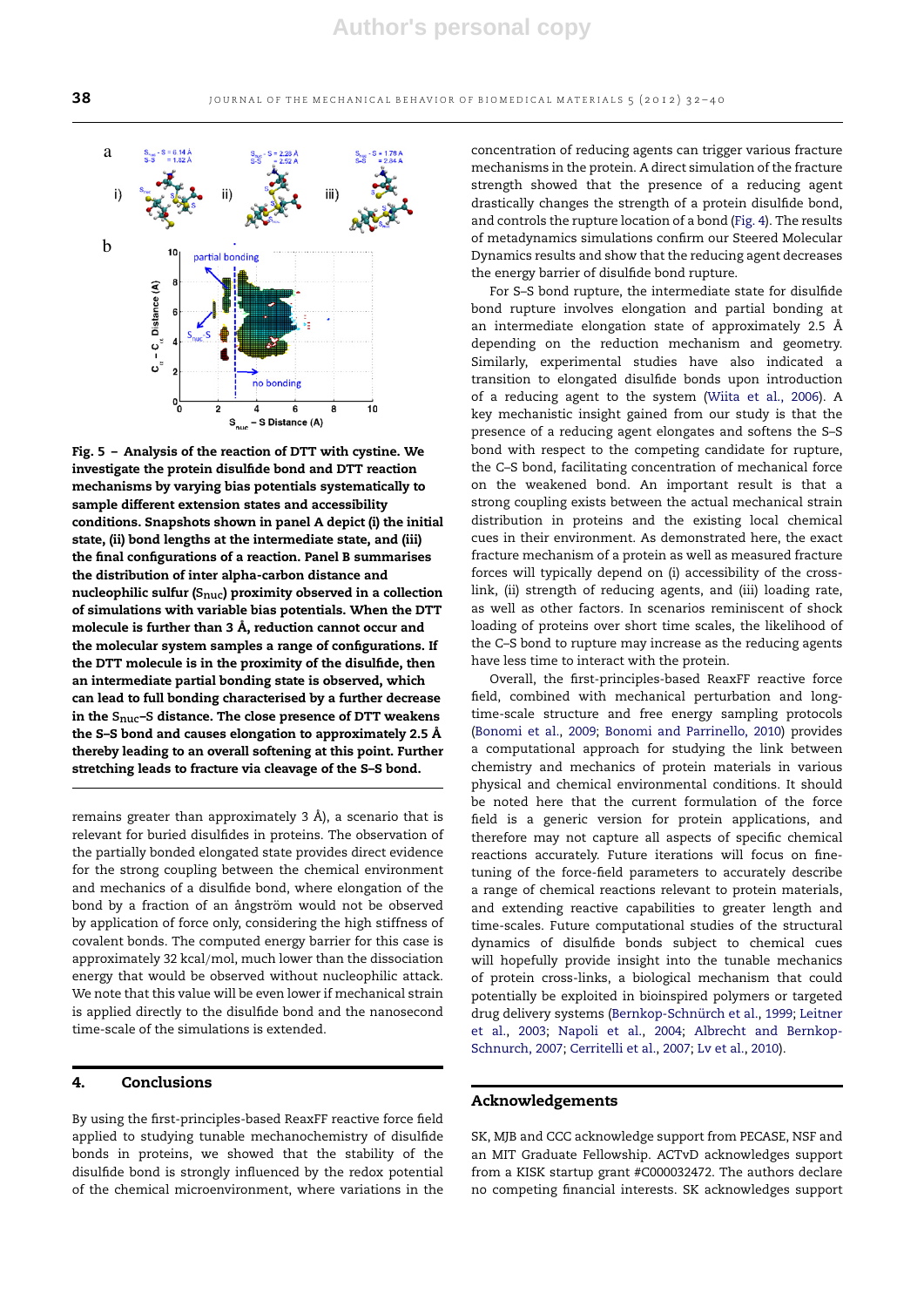a

i) $S_{nuc}$ - S = 6.14 Å, S-S = 1.82 Å

ii) $S_{nuc}$ - S = 2.23 Å, S-S = 2.52 Å

iii) $S_{nuc}$ - S = 1.78 Å, S-S = 2.84 Å

b

partial bonding

$S_{nuc}$-S

no bonding

$C_\alpha - C_\alpha$ Distance (A)

$S_{nuc}$ – S Distance (A)

0 2 4 6 8 10

**Fig. 5 – Analysis of the reaction of DTT with cystine. We investigate the protein disulfide bond and DTT reaction mechanisms by varying bias potentials systematically to sample different extension states and accessibility conditions. Snapshots shown in panel A depict (i) the initial state, (ii) bond lengths at the intermediate state, and (iii) the final configurations of a reaction. Panel B summarises the distribution of inter alpha-carbon distance and nucleophilic sulfur ($S_{nuc}$) proximity observed in a collection of simulations with variable bias potentials. When the DTT molecule is further than 3 Å, reduction cannot occur and the molecular system samples a range of configurations. If the DTT molecule is in the proximity of the disulfide, then an intermediate partial bonding state is observed, which can lead to full bonding characterised by a further decrease in the $S_{nuc}$–S distance. The close presence of DTT weakens the S–S bond and causes elongation to approximately 2.5 Å thereby leading to an overall softening at this point. Further stretching leads to fracture via cleavage of the S–S bond.**

remains greater than approximately 3 Å), a scenario that is relevant for buried disulfides in proteins. The observation of the partially bonded elongated state provides direct evidence for the strong coupling between the chemical environment and mechanics of a disulfide bond, where elongation of the bond by a fraction of an ångström would not be observed by application of force only, considering the high stiffness of covalent bonds. The computed energy barrier for this case is approximately 32 kcal/mol, much lower than the dissociation energy that would be observed without nucleophilic attack. We note that this value will be even lower if mechanical strain is applied directly to the disulfide bond and the nanosecond time-scale of the simulations is extended.

## 4. Conclusions

By using the first-principles-based ReaxFF reactive force field applied to studying tunable mechanochemistry of disulfide bonds in proteins, we showed that the stability of the disulfide bond is strongly influenced by the redox potential of the chemical microenvironment, where variations in the concentration of reducing agents can trigger various fracture mechanisms in the protein. A direct simulation of the fracture strength showed that the presence of a reducing agent drastically changes the strength of a protein disulfide bond, and controls the rupture location of a bond (Fig. 4). The results of metadynamics simulations confirm our Steered Molecular Dynamics results and show that the reducing agent decreases the energy barrier of disulfide bond rupture.

For S–S bond rupture, the intermediate state for disulfide bond rupture involves elongation and partial bonding at an intermediate elongation state of approximately 2.5 Å depending on the reduction mechanism and geometry. Similarly, experimental studies have also indicated a transition to elongated disulfide bonds upon introduction of a reducing agent to the system (Wiita et al., 2006). A key mechanistic insight gained from our study is that the presence of a reducing agent elongates and softens the S–S bond with respect to the competing candidate for rupture, the C–S bond, facilitating concentration of mechanical force on the weakened bond. An important result is that a strong coupling exists between the actual mechanical strain distribution in proteins and the existing local chemical cues in their environment. As demonstrated here, the exact fracture mechanism of a protein as well as measured fracture forces will typically depend on (i) accessibility of the cross-link, (ii) strength of reducing agents, and (iii) loading rate, as well as other factors. In scenarios reminiscent of shock loading of proteins over short time scales, the likelihood of the C–S bond to rupture may increase as the reducing agents have less time to interact with the protein.

Overall, the first-principles-based ReaxFF reactive force field, combined with mechanical perturbation and long-time-scale structure and free energy sampling protocols (Bonomi et al., 2009; Bonomi and Parrinello, 2010) provides a computational approach for studying the link between chemistry and mechanics of protein materials in various physical and chemical environmental conditions. It should be noted here that the current formulation of the force field is a generic version for protein applications, and therefore may not capture all aspects of specific chemical reactions accurately. Future iterations will focus on fine-tuning of the force-field parameters to accurately describe a range of chemical reactions relevant to protein materials, and extending reactive capabilities to greater length and time-scales. Future computational studies of the structural dynamics of disulfide bonds subject to chemical cues will hopefully provide insight into the tunable mechanics of protein cross-links, a biological mechanism that could potentially be exploited in bioinspired polymers or targeted drug delivery systems (Bernkop-Schnürch et al., 1999; Leitner et al., 2003; Napoli et al., 2004; Albrecht and Bernkop-Schnurch, 2007; Cerritelli et al., 2007; Lv et al., 2010).

## Acknowledgements

SK, MJB and CCC acknowledge support from PECASE, NSF and an MIT Graduate Fellowship. ACTvD acknowledges support from a KISK startup grant #C000032472. The authors declare no competing financial interests. SK acknowledges support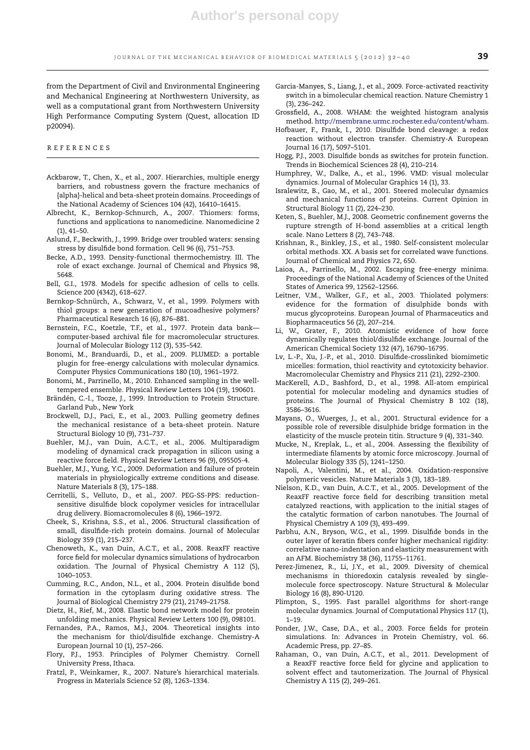from the Department of Civil and Environmental Engineering and Mechanical Engineering at Northwestern University, as well as a computational grant from Northwestern University High Performance Computing System (Quest, allocation ID p20094).

## REFERENCES

Ackbarow, T., Chen, X., et al., 2007. Hierarchies, multiple energy barriers, and robustness govern the fracture mechanics of {alpha}-helical and beta-sheet protein domains. Proceedings of the National Academy of Sciences 104 (42), 16410–16415.

Albrecht, K., Bernkop-Schnurch, A., 2007. Thiomers: forms, functions and applications to nanomedicine. Nanomedicine 2 (1), 41–50.

Aslund, F., Beckwith, J., 1999. Bridge over troubled waters: sensing stress by disulfide bond formation. Cell 96 (6), 751–753.

Becke, A.D., 1993. Density-functional thermochemistry. III. The role of exact exchange. Journal of Chemical and Physics 98, 5648.

Bell, G.I., 1978. Models for specific adhesion of cells to cells. Science 200 (4342), 618–627.

Bernkop-Schnürch, A., Schwarz, V., et al., 1999. Polymers with thiol groups: a new generation of mucoadhesive polymers? Pharmaceutical Research 16 (6), 876–881.

Bernstein, F.C., Koetzle, T.F., et al., 1977. Protein data bank—computer-based archival file for macromolecular structures. Journal of Molecular Biology 112 (3), 535–542.

Bonomi, M., Branduardi, D., et al., 2009. PLUMED: a portable plugin for free-energy calculations with molecular dynamics. Computer Physics Communications 180 (10), 1961–1972.

Bonomi, M., Parrinello, M., 2010. Enhanced sampling in the well-tempered ensemble. Physical Review Letters 104 (19), 190601.

Brändén, C.-I., Tooze, J., 1999. Introduction to Protein Structure. Garland Pub., New York

Brockwell, D.J., Paci, E., et al., 2003. Pulling geometry defines the mechanical resistance of a beta-sheet protein. Nature Structural Biology 10 (9), 731–737.

Buehler, M.J., van Duin, A.C.T., et al., 2006. Multiparadigm modeling of dynamical crack propagation in silicon using a reactive force field. Physical Review Letters 96 (9), 095505-4.

Buehler, M.J., Yung, Y.C., 2009. Deformation and failure of protein materials in physiologically extreme conditions and disease. Nature Materials 8 (3), 175–188.

Cerritelli, S., Velluto, D., et al., 2007. PEG-SS-PPS: reduction-sensitive disulfide block copolymer vesicles for intracellular drug delivery. Biomacromolecules 8 (6), 1966–1972.

Cheek, S., Krishna, S.S., et al., 2006. Structural classification of small, disulfide-rich protein domains. Journal of Molecular Biology 359 (1), 215–237.

Chenoweth, K., van Duin, A.C.T., et al., 2008. ReaxFF reactive force field for molecular dynamics simulations of hydrocarbon oxidation. The Journal of Physical Chemistry A 112 (5), 1040–1053.

Cumming, R.C., Andon, N.L., et al., 2004. Protein disulfide bond formation in the cytoplasm during oxidative stress. The Journal of Biological Chemistry 279 (21), 21749–21758.

Dietz, H., Rief, M., 2008. Elastic bond network model for protein unfolding mechanics. Physical Review Letters 100 (9), 098101.

Fernandes, P.A., Ramos, M.J., 2004. Theoretical insights into the mechanism for thiol/disulfide exchange. Chemistry-A European Journal 10 (1), 257–266.

Flory, P.J., 1953. Principles of Polymer Chemistry. Cornell University Press, Ithaca.

Fratzl, P., Weinkamer, R., 2007. Nature's hierarchical materials. Progress in Materials Science 52 (8), 1263–1334.

Garcia-Manyes, S., Liang, J., et al., 2009. Force-activated reactivity switch in a bimolecular chemical reaction. Nature Chemistry 1 (3), 236–242.

Grossfield, A., 2008. WHAM: the weighted histogram analysis method. http://membrane.urmc.rochester.edu/content/wham.

Hofbauer, F., Frank, I., 2010. Disulfide bond cleavage: a redox reaction without electron transfer. Chemistry-A European Journal 16 (17), 5097–5101.

Hogg, P.J., 2003. Disulfide bonds as switches for protein function. Trends in Biochemical Sciences 28 (4), 210–214.

Humphrey, W., Dalke, A., et al., 1996. VMD: visual molecular dynamics. Journal of Molecular Graphics 14 (1), 33.

Isralewitz, B., Gao, M., et al., 2001. Steered molecular dynamics and mechanical functions of proteins. Current Opinion in Structural Biology 11 (2), 224–230.

Keten, S., Buehler, M.J., 2008. Geometric confinement governs the rupture strength of H-bond assemblies at a critical length scale. Nano Letters 8 (2), 743–748.

Krishnan, R., Binkley, J.S., et al., 1980. Self-consistent molecular orbital methods. XX. A basis set for correlated wave functions. Journal of Chemical and Physics 72, 650.

Laioa, A., Parrinello, M., 2002. Escaping free-energy minima. Proceedings of the National Academy of Sciences of the United States of America 99, 12562–12566.

Leitner, V.M., Walker, G.F., et al., 2003. Thiolated polymers: evidence for the formation of disulphide bonds with mucus glycoproteins. European Journal of Pharmaceutics and Biopharmaceutics 56 (2), 207–214.

Li, W., Grater, F., 2010. Atomistic evidence of how force dynamically regulates thiol/disulfide exchange. Journal of the American Chemical Society 132 (47), 16790–16795.

Lv, L.-P., Xu, J.-P., et al., 2010. Disulfide-crosslinked biomimetic micelles: formation, thiol reactivity and cytotoxicity behavior. Macromolecular Chemistry and Physics 211 (21), 2292–2300.

MacKerell, A.D., Bashford, D., et al., 1998. All-atom empirical potential for molecular modeling and dynamics studies of proteins. The Journal of Physical Chemistry B 102 (18), 3586–3616.

Mayans, O., Wuerges, J., et al., 2001. Structural evidence for a possible role of reversible disulphide bridge formation in the elasticity of the muscle protein titin. Structure 9 (4), 331–340.

Mucke, N., Kreplak, L., et al., 2004. Assessing the flexibility of intermediate filaments by atomic force microscopy. Journal of Molecular Biology 335 (5), 1241–1250.

Napoli, A., Valentini, M., et al., 2004. Oxidation-responsive polymeric vesicles. Nature Materials 3 (3), 183–189.

Nielson, K.D., van Duin, A.C.T., et al., 2005. Development of the ReaxFF reactive force field for describing transition metal catalyzed reactions, with application to the initial stages of the catalytic formation of carbon nanotubes. The Journal of Physical Chemistry A 109 (3), 493–499.

Parbhu, A.N., Bryson, W.G., et al., 1999. Disulfide bonds in the outer layer of keratin fibers confer higher mechanical rigidity: correlative nano-indentation and elasticity measurement with an AFM. Biochemistry 38 (36), 11755–11761.

Perez-Jimenez, R., Li, J.Y., et al., 2009. Diversity of chemical mechanisms in thioredoxin catalysis revealed by single-molecule force spectroscopy. Nature Structural & Molecular Biology 16 (8), 890-U120.

Plimpton, S., 1995. Fast parallel algorithms for short-range molecular dynamics. Journal of Computational Physics 117 (1), 1–19.

Ponder, J.W., Case, D.A., et al., 2003. Force fields for protein simulations. In: Advances in Protein Chemistry, vol. 66. Academic Press, pp. 27–85.

Rahaman, O., van Duin, A.C.T., et al., 2011. Development of a ReaxFF reactive force field for glycine and application to solvent effect and tautomerization. The Journal of Physical Chemistry A 115 (2), 249–261.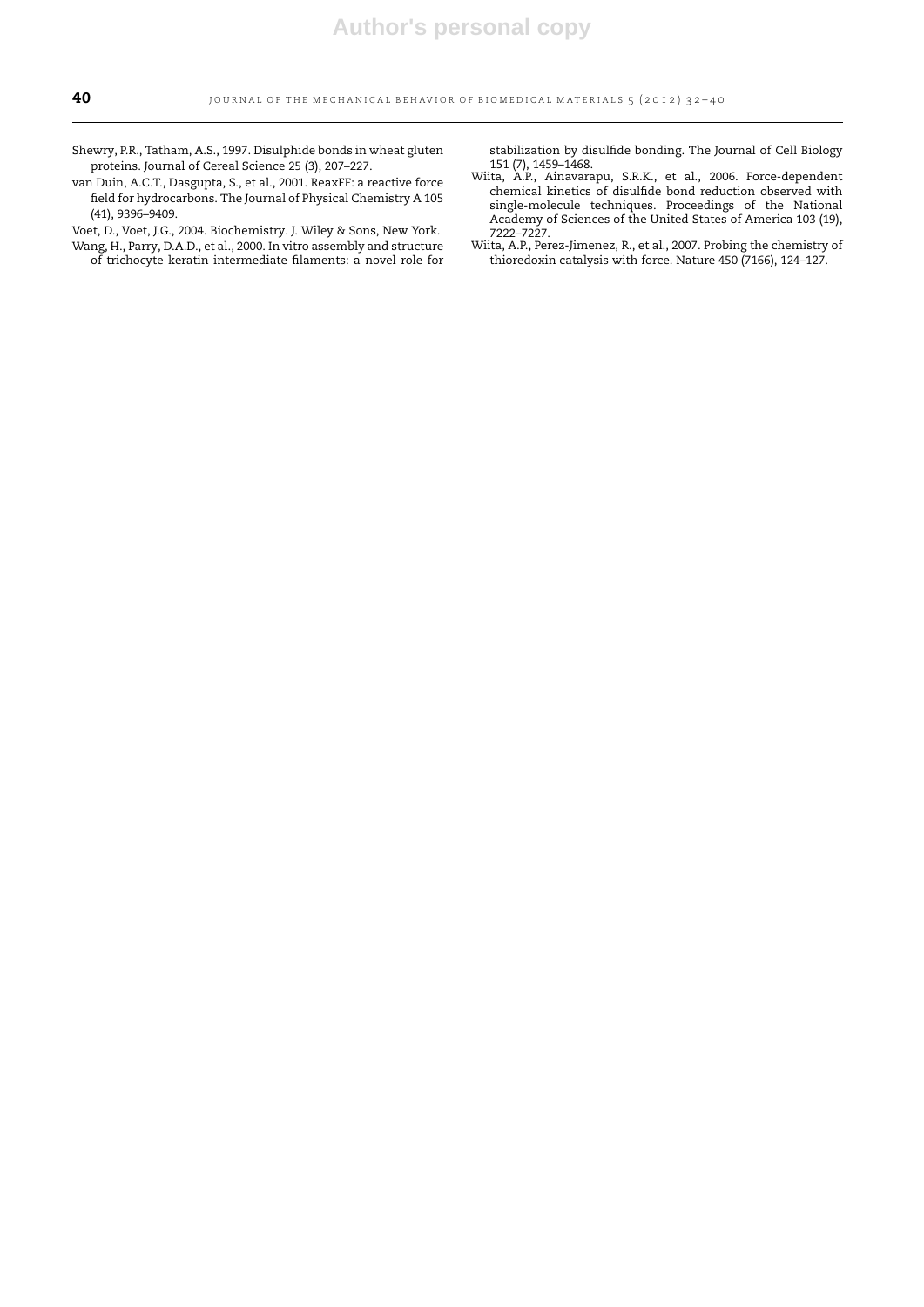Shewry, P.R., Tatham, A.S., 1997. Disulphide bonds in wheat gluten proteins. Journal of Cereal Science 25 (3), 207–227.

van Duin, A.C.T., Dasgupta, S., et al., 2001. ReaxFF: a reactive force field for hydrocarbons. The Journal of Physical Chemistry A 105 (41), 9396–9409.

Voet, D., Voet, J.G., 2004. Biochemistry. J. Wiley & Sons, New York.

Wang, H., Parry, D.A.D., et al., 2000. In vitro assembly and structure of trichocyte keratin intermediate filaments: a novel role for stabilization by disulfide bonding. The Journal of Cell Biology 151 (7), 1459–1468.

Wiita, A.P., Ainavarapu, S.R.K., et al., 2006. Force-dependent chemical kinetics of disulfide bond reduction observed with single-molecule techniques. Proceedings of the National Academy of Sciences of the United States of America 103 (19), 7222–7227.

Wiita, A.P., Perez-Jimenez, R., et al., 2007. Probing the chemistry of thioredoxin catalysis with force. Nature 450 (7166), 124–127.